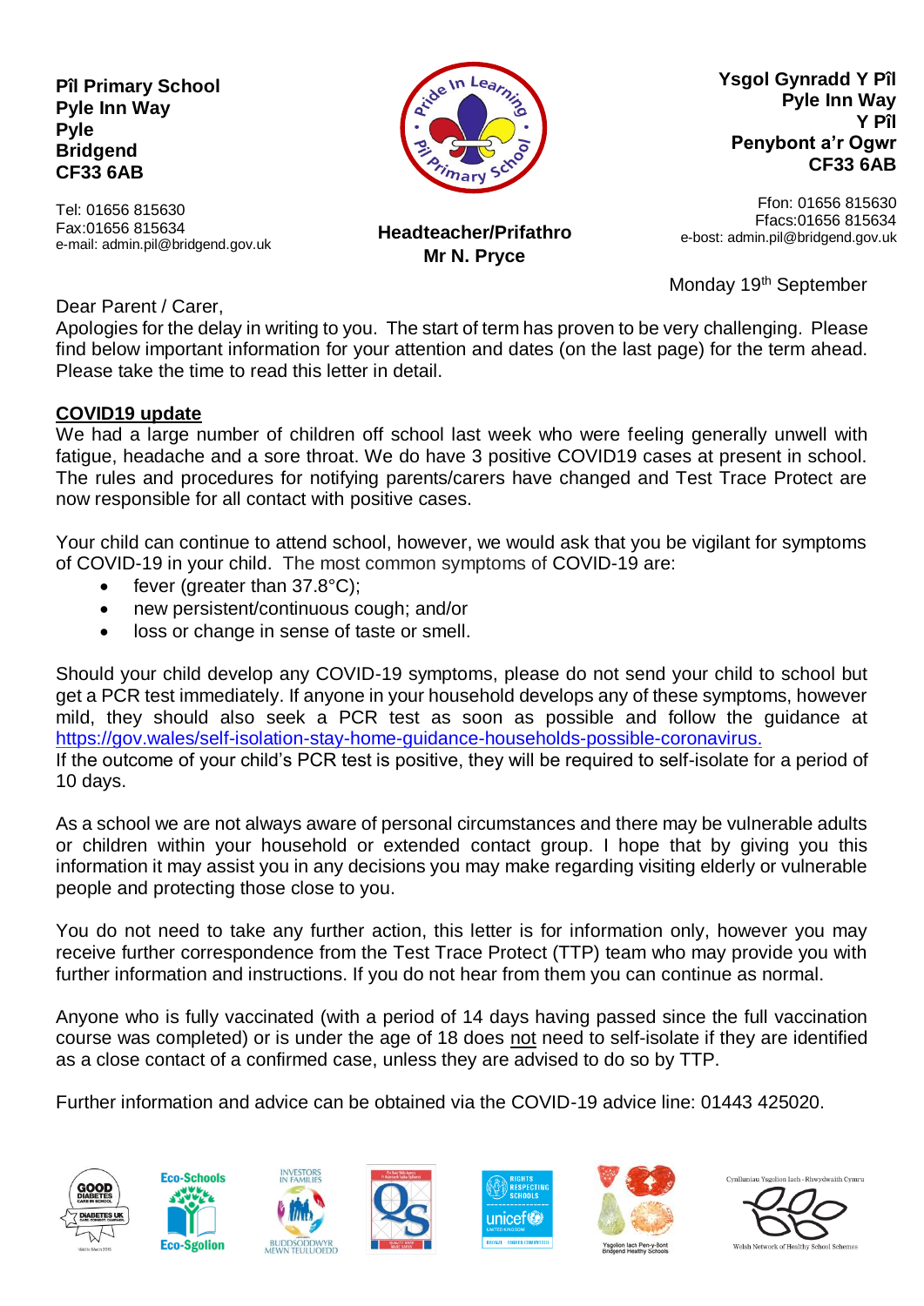**Pîl Primary School**
**Pyle Inn Way**
**Pyle**
**Bridgend**
**CF33 6AB**

Tel: 01656 815630
Fax:01656 815634
e-mail: admin.pil@bridgend.gov.uk

**Headteacher/Prifathro**
**Mr N. Pryce**

**Ysgol Gynradd Y Pîl**
**Pyle Inn Way**
**Y Pîl**
**Penybont a'r Ogwr**
**CF33 6AB**

Ffon: 01656 815630
Ffacs:01656 815634
e-bost: admin.pil@bridgend.gov.uk

Monday 19th September

Dear Parent / Carer,

Apologies for the delay in writing to you. The start of term has proven to be very challenging. Please find below important information for your attention and dates (on the last page) for the term ahead. Please take the time to read this letter in detail.

## COVID19 update

We had a large number of children off school last week who were feeling generally unwell with fatigue, headache and a sore throat. We do have 3 positive COVID19 cases at present in school. The rules and procedures for notifying parents/carers have changed and Test Trace Protect are now responsible for all contact with positive cases.

Your child can continue to attend school, however, we would ask that you be vigilant for symptoms of COVID-19 in your child. The most common symptoms of COVID-19 are:

- fever (greater than 37.8°C);
- new persistent/continuous cough; and/or
- loss or change in sense of taste or smell.

Should your child develop any COVID-19 symptoms, please do not send your child to school but get a PCR test immediately. If anyone in your household develops any of these symptoms, however mild, they should also seek a PCR test as soon as possible and follow the guidance at https://gov.wales/self-isolation-stay-home-guidance-households-possible-coronavirus.
If the outcome of your child's PCR test is positive, they will be required to self-isolate for a period of 10 days.

As a school we are not always aware of personal circumstances and there may be vulnerable adults or children within your household or extended contact group. I hope that by giving you this information it may assist you in any decisions you may make regarding visiting elderly or vulnerable people and protecting those close to you.

You do not need to take any further action, this letter is for information only, however you may receive further correspondence from the Test Trace Protect (TTP) team who may provide you with further information and instructions. If you do not hear from them you can continue as normal.

Anyone who is fully vaccinated (with a period of 14 days having passed since the full vaccination course was completed) or is under the age of 18 does not need to self-isolate if they are identified as a close contact of a confirmed case, unless they are advised to do so by TTP.

Further information and advice can be obtained via the COVID-19 advice line: 01443 425020.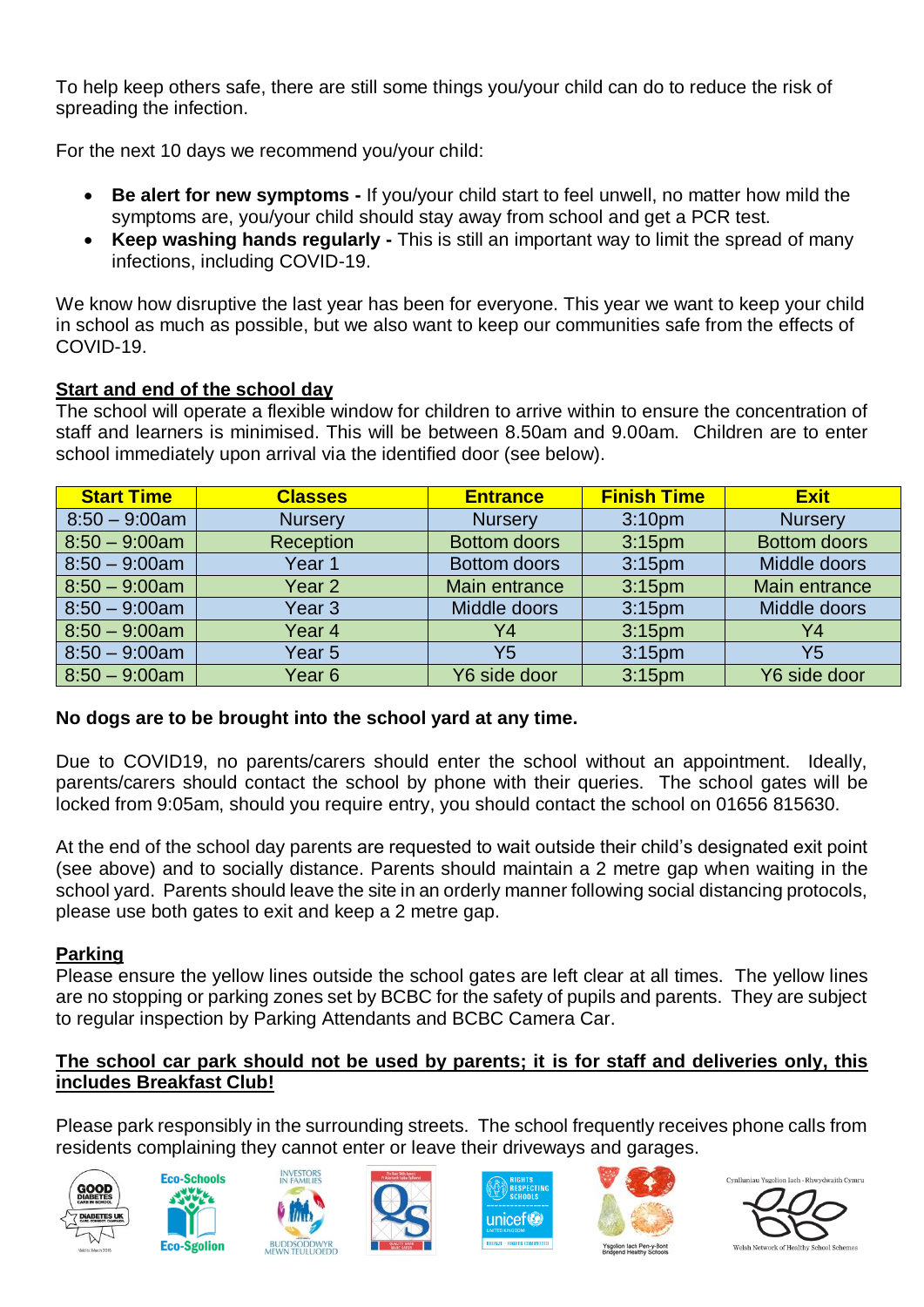To help keep others safe, there are still some things you/your child can do to reduce the risk of spreading the infection.

For the next 10 days we recommend you/your child:

- **Be alert for new symptoms -** If you/your child start to feel unwell, no matter how mild the symptoms are, you/your child should stay away from school and get a PCR test.
- **Keep washing hands regularly -** This is still an important way to limit the spread of many infections, including COVID-19.

We know how disruptive the last year has been for everyone. This year we want to keep your child in school as much as possible, but we also want to keep our communities safe from the effects of COVID-19.

**Start and end of the school day**

The school will operate a flexible window for children to arrive within to ensure the concentration of staff and learners is minimised. This will be between 8.50am and 9.00am. Children are to enter school immediately upon arrival via the identified door (see below).

| Start Time | Classes | Entrance | Finish Time | Exit |
|---|---|---|---|---|
| 8:50 – 9:00am | Nursery | Nursery | 3:10pm | Nursery |
| 8:50 – 9:00am | Reception | Bottom doors | 3:15pm | Bottom doors |
| 8:50 – 9:00am | Year 1 | Bottom doors | 3:15pm | Middle doors |
| 8:50 – 9:00am | Year 2 | Main entrance | 3:15pm | Main entrance |
| 8:50 – 9:00am | Year 3 | Middle doors | 3:15pm | Middle doors |
| 8:50 – 9:00am | Year 4 | Y4 | 3:15pm | Y4 |
| 8:50 – 9:00am | Year 5 | Y5 | 3:15pm | Y5 |
| 8:50 – 9:00am | Year 6 | Y6 side door | 3:15pm | Y6 side door |

**No dogs are to be brought into the school yard at any time.**

Due to COVID19, no parents/carers should enter the school without an appointment. Ideally, parents/carers should contact the school by phone with their queries. The school gates will be locked from 9:05am, should you require entry, you should contact the school on 01656 815630.

At the end of the school day parents are requested to wait outside their child's designated exit point (see above) and to socially distance. Parents should maintain a 2 metre gap when waiting in the school yard. Parents should leave the site in an orderly manner following social distancing protocols, please use both gates to exit and keep a 2 metre gap.

**Parking**

Please ensure the yellow lines outside the school gates are left clear at all times. The yellow lines are no stopping or parking zones set by BCBC for the safety of pupils and parents. They are subject to regular inspection by Parking Attendants and BCBC Camera Car.

**The school car park should not be used by parents; it is for staff and deliveries only, this includes Breakfast Club!**

Please park responsibly in the surrounding streets. The school frequently receives phone calls from residents complaining they cannot enter or leave their driveways and garages.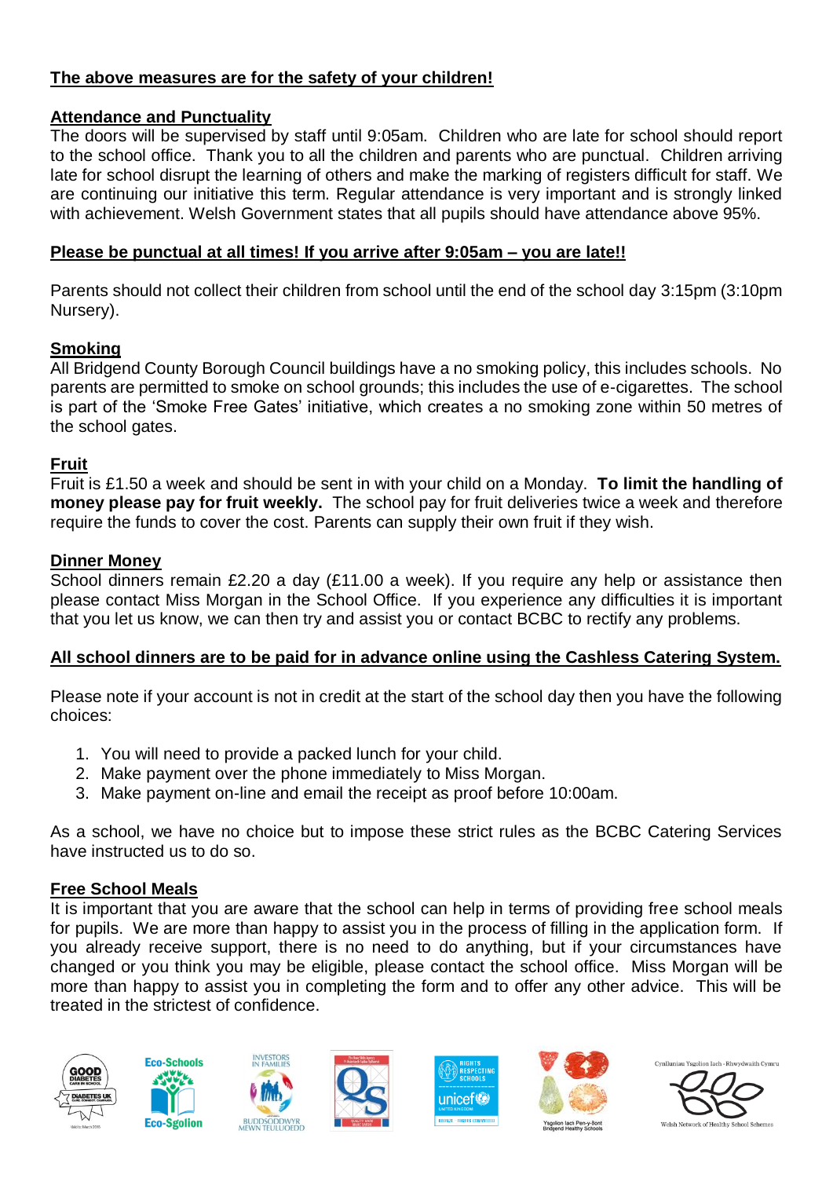**The above measures are for the safety of your children!**

## Attendance and Punctuality

The doors will be supervised by staff until 9:05am. Children who are late for school should report to the school office. Thank you to all the children and parents who are punctual. Children arriving late for school disrupt the learning of others and make the marking of registers difficult for staff. We are continuing our initiative this term. Regular attendance is very important and is strongly linked with achievement. Welsh Government states that all pupils should have attendance above 95%.

**Please be punctual at all times! If you arrive after 9:05am – you are late!!**

Parents should not collect their children from school until the end of the school day 3:15pm (3:10pm Nursery).

## Smoking

All Bridgend County Borough Council buildings have a no smoking policy, this includes schools. No parents are permitted to smoke on school grounds; this includes the use of e-cigarettes. The school is part of the 'Smoke Free Gates' initiative, which creates a no smoking zone within 50 metres of the school gates.

## Fruit

Fruit is £1.50 a week and should be sent in with your child on a Monday. **To limit the handling of money please pay for fruit weekly.** The school pay for fruit deliveries twice a week and therefore require the funds to cover the cost. Parents can supply their own fruit if they wish.

## Dinner Money

School dinners remain £2.20 a day (£11.00 a week). If you require any help or assistance then please contact Miss Morgan in the School Office. If you experience any difficulties it is important that you let us know, we can then try and assist you or contact BCBC to rectify any problems.

**All school dinners are to be paid for in advance online using the Cashless Catering System.**

Please note if your account is not in credit at the start of the school day then you have the following choices:

1. You will need to provide a packed lunch for your child.
2. Make payment over the phone immediately to Miss Morgan.
3. Make payment on-line and email the receipt as proof before 10:00am.

As a school, we have no choice but to impose these strict rules as the BCBC Catering Services have instructed us to do so.

## Free School Meals

It is important that you are aware that the school can help in terms of providing free school meals for pupils. We are more than happy to assist you in the process of filling in the application form. If you already receive support, there is no need to do anything, but if your circumstances have changed or you think you may be eligible, please contact the school office. Miss Morgan will be more than happy to assist you in completing the form and to offer any other advice. This will be treated in the strictest of confidence.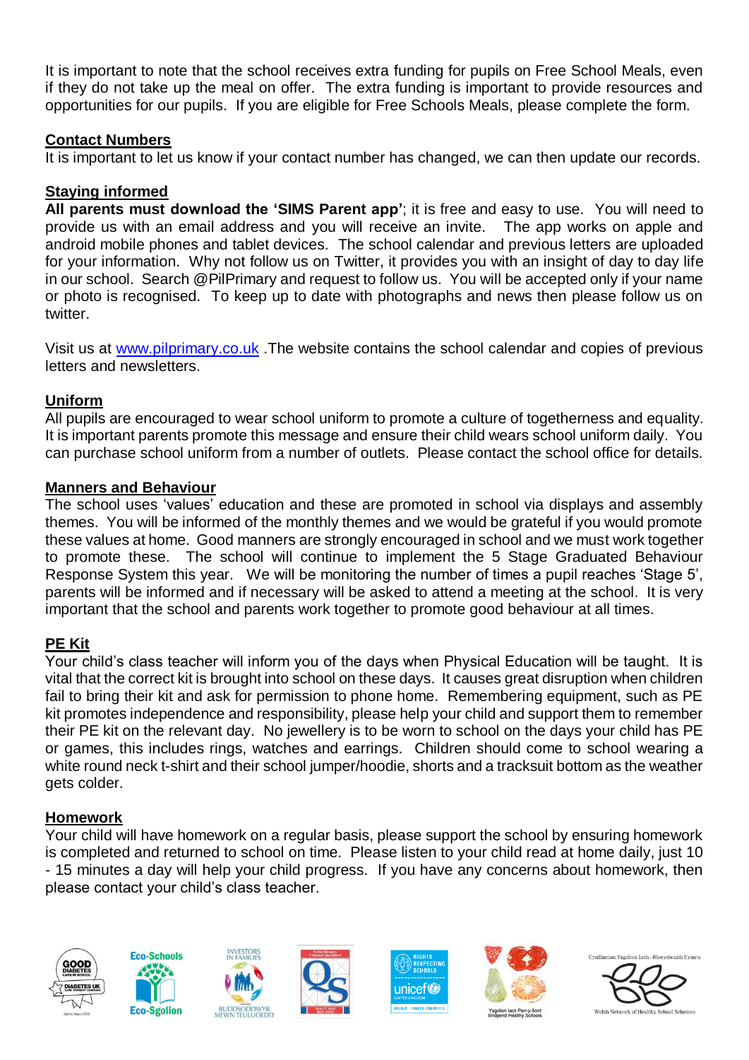It is important to note that the school receives extra funding for pupils on Free School Meals, even if they do not take up the meal on offer. The extra funding is important to provide resources and opportunities for our pupils. If you are eligible for Free Schools Meals, please complete the form.

## Contact Numbers

It is important to let us know if your contact number has changed, we can then update our records.

## Staying informed

**All parents must download the 'SIMS Parent app'**; it is free and easy to use. You will need to provide us with an email address and you will receive an invite. The app works on apple and android mobile phones and tablet devices. The school calendar and previous letters are uploaded for your information. Why not follow us on Twitter, it provides you with an insight of day to day life in our school. Search @PilPrimary and request to follow us. You will be accepted only if your name or photo is recognised. To keep up to date with photographs and news then please follow us on twitter.

Visit us at [www.pilprimary.co.uk](http://www.pilprimary.co.uk) .The website contains the school calendar and copies of previous letters and newsletters.

## Uniform

All pupils are encouraged to wear school uniform to promote a culture of togetherness and equality. It is important parents promote this message and ensure their child wears school uniform daily. You can purchase school uniform from a number of outlets. Please contact the school office for details.

## Manners and Behaviour

The school uses 'values' education and these are promoted in school via displays and assembly themes. You will be informed of the monthly themes and we would be grateful if you would promote these values at home. Good manners are strongly encouraged in school and we must work together to promote these. The school will continue to implement the 5 Stage Graduated Behaviour Response System this year. We will be monitoring the number of times a pupil reaches 'Stage 5', parents will be informed and if necessary will be asked to attend a meeting at the school. It is very important that the school and parents work together to promote good behaviour at all times.

## PE Kit

Your child's class teacher will inform you of the days when Physical Education will be taught. It is vital that the correct kit is brought into school on these days. It causes great disruption when children fail to bring their kit and ask for permission to phone home. Remembering equipment, such as PE kit promotes independence and responsibility, please help your child and support them to remember their PE kit on the relevant day. No jewellery is to be worn to school on the days your child has PE or games, this includes rings, watches and earrings. Children should come to school wearing a white round neck t-shirt and their school jumper/hoodie, shorts and a tracksuit bottom as the weather gets colder.

## Homework

Your child will have homework on a regular basis, please support the school by ensuring homework is completed and returned to school on time. Please listen to your child read at home daily, just 10 - 15 minutes a day will help your child progress. If you have any concerns about homework, then please contact your child's class teacher.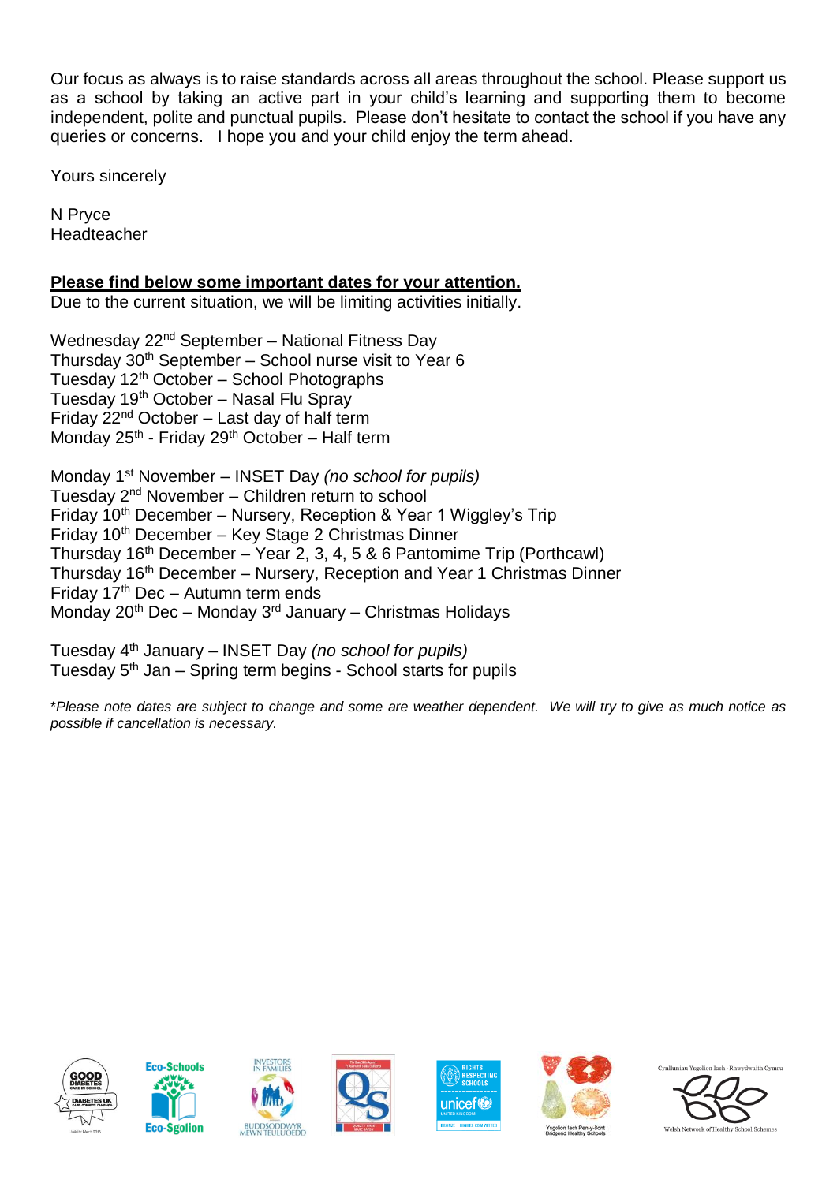Our focus as always is to raise standards across all areas throughout the school. Please support us as a school by taking an active part in your child's learning and supporting them to become independent, polite and punctual pupils. Please don't hesitate to contact the school if you have any queries or concerns. I hope you and your child enjoy the term ahead.

Yours sincerely

N Pryce
Headteacher

**Please find below some important dates for your attention.**

Due to the current situation, we will be limiting activities initially.

Wednesday 22nd September – National Fitness Day
Thursday 30th September – School nurse visit to Year 6
Tuesday 12th October – School Photographs
Tuesday 19th October – Nasal Flu Spray
Friday 22nd October – Last day of half term
Monday 25th - Friday 29th October – Half term

Monday 1st November – INSET Day *(no school for pupils)*
Tuesday 2nd November – Children return to school
Friday 10th December – Nursery, Reception & Year 1 Wiggley's Trip
Friday 10th December – Key Stage 2 Christmas Dinner
Thursday 16th December – Year 2, 3, 4, 5 & 6 Pantomime Trip (Porthcawl)
Thursday 16th December – Nursery, Reception and Year 1 Christmas Dinner
Friday 17th Dec – Autumn term ends
Monday 20th Dec – Monday 3rd January – Christmas Holidays

Tuesday 4th January – INSET Day *(no school for pupils)*
Tuesday 5th Jan – Spring term begins - School starts for pupils

**Please note dates are subject to change and some are weather dependent. We will try to give as much notice as possible if cancellation is necessary.*